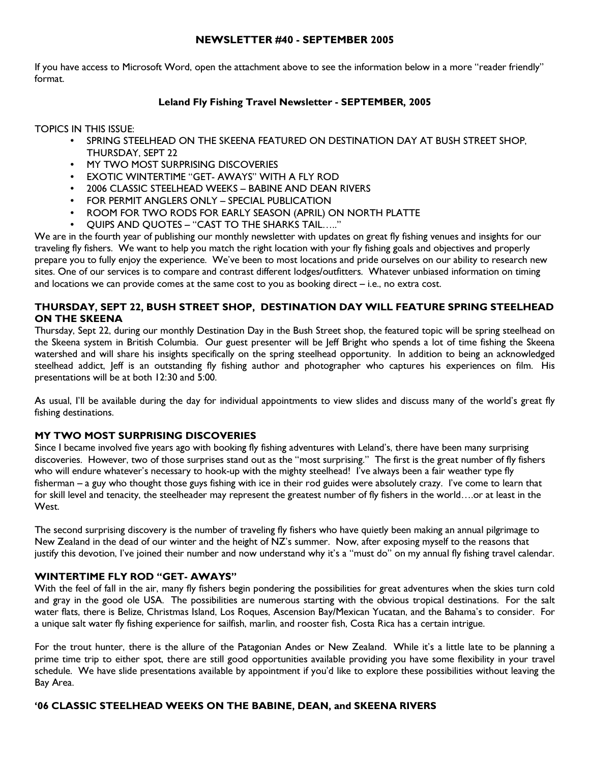**NEWSLETTER #40 - SEPTEMBER 2005**

If you have access to Microsoft Word, open the attachment above to see the information below in a more "reader friendly" format.

**Leland Fly Fishing Travel Newsletter - SEPTEMBER, 2005**

TOPICS IN THIS ISSUE:

- SPRING STEELHEAD ON THE SKEENA FEATURED ON DESTINATION DAY AT BUSH STREET SHOP, THURSDAY, SEPT 22
- MY TWO MOST SURPRISING DISCOVERIES
- EXOTIC WINTERTIME "GET- AWAYS" WITH A FLY ROD
- 2006 CLASSIC STEELHEAD WEEKS – BABINE AND DEAN RIVERS
- FOR PERMIT ANGLERS ONLY – SPECIAL PUBLICATION
- ROOM FOR TWO RODS FOR EARLY SEASON (APRIL) ON NORTH PLATTE
- QUIPS AND QUOTES – "CAST TO THE SHARKS TAIL….."

We are in the fourth year of publishing our monthly newsletter with updates on great fly fishing venues and insights for our traveling fly fishers. We want to help you match the right location with your fly fishing goals and objectives and properly prepare you to fully enjoy the experience. We've been to most locations and pride ourselves on our ability to research new sites. One of our services is to compare and contrast different lodges/outfitters. Whatever unbiased information on timing and locations we can provide comes at the same cost to you as booking direct – i.e., no extra cost.

### THURSDAY, SEPT 22, BUSH STREET SHOP, DESTINATION DAY WILL FEATURE SPRING STEELHEAD ON THE SKEENA

Thursday, Sept 22, during our monthly Destination Day in the Bush Street shop, the featured topic will be spring steelhead on the Skeena system in British Columbia. Our guest presenter will be Jeff Bright who spends a lot of time fishing the Skeena watershed and will share his insights specifically on the spring steelhead opportunity. In addition to being an acknowledged steelhead addict, Jeff is an outstanding fly fishing author and photographer who captures his experiences on film. His presentations will be at both 12:30 and 5:00.

As usual, I'll be available during the day for individual appointments to view slides and discuss many of the world's great fly fishing destinations.

### MY TWO MOST SURPRISING DISCOVERIES

Since I became involved five years ago with booking fly fishing adventures with Leland's, there have been many surprising discoveries. However, two of those surprises stand out as the "most surprising." The first is the great number of fly fishers who will endure whatever's necessary to hook-up with the mighty steelhead! I've always been a fair weather type fly fisherman – a guy who thought those guys fishing with ice in their rod guides were absolutely crazy. I've come to learn that for skill level and tenacity, the steelheader may represent the greatest number of fly fishers in the world….or at least in the West.

The second surprising discovery is the number of traveling fly fishers who have quietly been making an annual pilgrimage to New Zealand in the dead of our winter and the height of NZ's summer. Now, after exposing myself to the reasons that justify this devotion, I've joined their number and now understand why it's a "must do" on my annual fly fishing travel calendar.

### WINTERTIME FLY ROD "GET- AWAYS"

With the feel of fall in the air, many fly fishers begin pondering the possibilities for great adventures when the skies turn cold and gray in the good ole USA. The possibilities are numerous starting with the obvious tropical destinations. For the salt water flats, there is Belize, Christmas Island, Los Roques, Ascension Bay/Mexican Yucatan, and the Bahama's to consider. For a unique salt water fly fishing experience for sailfish, marlin, and rooster fish, Costa Rica has a certain intrigue.

For the trout hunter, there is the allure of the Patagonian Andes or New Zealand. While it's a little late to be planning a prime time trip to either spot, there are still good opportunities available providing you have some flexibility in your travel schedule. We have slide presentations available by appointment if you'd like to explore these possibilities without leaving the Bay Area.

### '06 CLASSIC STEELHEAD WEEKS ON THE BABINE, DEAN, and SKEENA RIVERS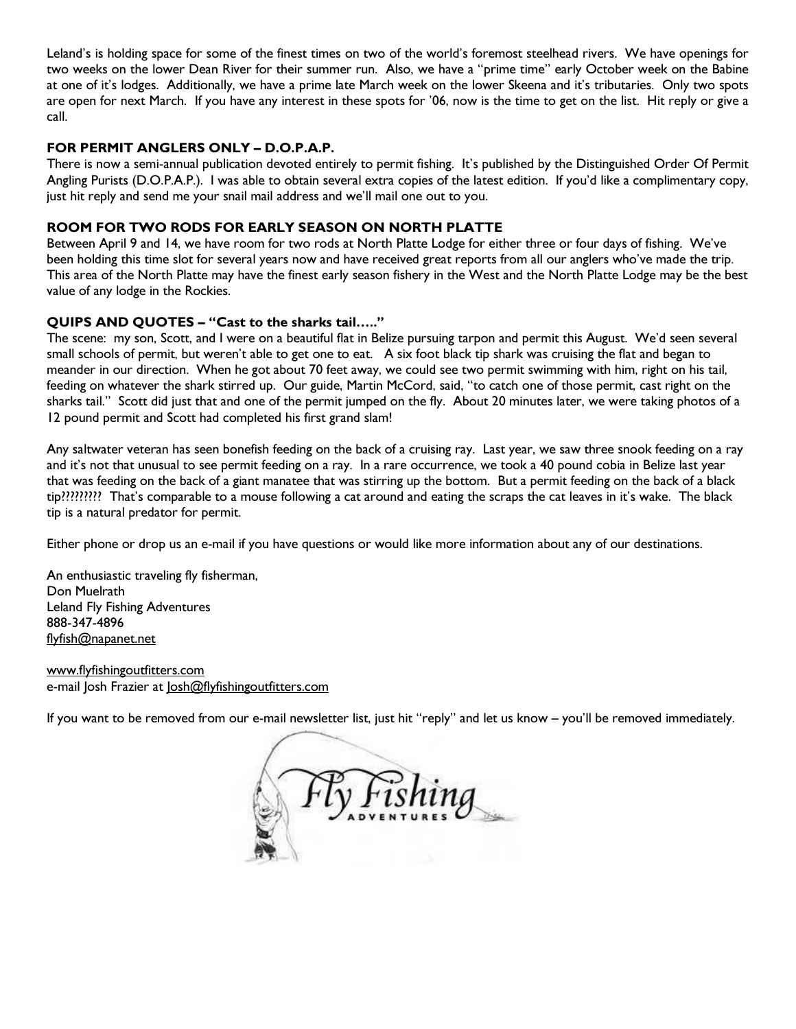Leland's is holding space for some of the finest times on two of the world's foremost steelhead rivers. We have openings for two weeks on the lower Dean River for their summer run. Also, we have a "prime time" early October week on the Babine at one of it's lodges. Additionally, we have a prime late March week on the lower Skeena and it's tributaries. Only two spots are open for next March. If you have any interest in these spots for '06, now is the time to get on the list. Hit reply or give a call.

### FOR PERMIT ANGLERS ONLY – D.O.P.A.P.

There is now a semi-annual publication devoted entirely to permit fishing. It's published by the Distinguished Order Of Permit Angling Purists (D.O.P.A.P.). I was able to obtain several extra copies of the latest edition. If you'd like a complimentary copy, just hit reply and send me your snail mail address and we'll mail one out to you.

### ROOM FOR TWO RODS FOR EARLY SEASON ON NORTH PLATTE

Between April 9 and 14, we have room for two rods at North Platte Lodge for either three or four days of fishing. We've been holding this time slot for several years now and have received great reports from all our anglers who've made the trip. This area of the North Platte may have the finest early season fishery in the West and the North Platte Lodge may be the best value of any lodge in the Rockies.

### QUIPS AND QUOTES – "Cast to the sharks tail….."

The scene: my son, Scott, and I were on a beautiful flat in Belize pursuing tarpon and permit this August. We'd seen several small schools of permit, but weren't able to get one to eat. A six foot black tip shark was cruising the flat and began to meander in our direction. When he got about 70 feet away, we could see two permit swimming with him, right on his tail, feeding on whatever the shark stirred up. Our guide, Martin McCord, said, "to catch one of those permit, cast right on the sharks tail." Scott did just that and one of the permit jumped on the fly. About 20 minutes later, we were taking photos of a 12 pound permit and Scott had completed his first grand slam!

Any saltwater veteran has seen bonefish feeding on the back of a cruising ray. Last year, we saw three snook feeding on a ray and it's not that unusual to see permit feeding on a ray. In a rare occurrence, we took a 40 pound cobia in Belize last year that was feeding on the back of a giant manatee that was stirring up the bottom. But a permit feeding on the back of a black tip????????? That's comparable to a mouse following a cat around and eating the scraps the cat leaves in it's wake. The black tip is a natural predator for permit.

Either phone or drop us an e-mail if you have questions or would like more information about any of our destinations.

An enthusiastic traveling fly fisherman,
Don Muelrath
Leland Fly Fishing Adventures
888-347-4896
flyfish@napanet.net

www.flyfishingoutfitters.com
e-mail Josh Frazier at Josh@flyfishingoutfitters.com

If you want to be removed from our e-mail newsletter list, just hit "reply" and let us know – you'll be removed immediately.

Fly Fishing ADVENTURES